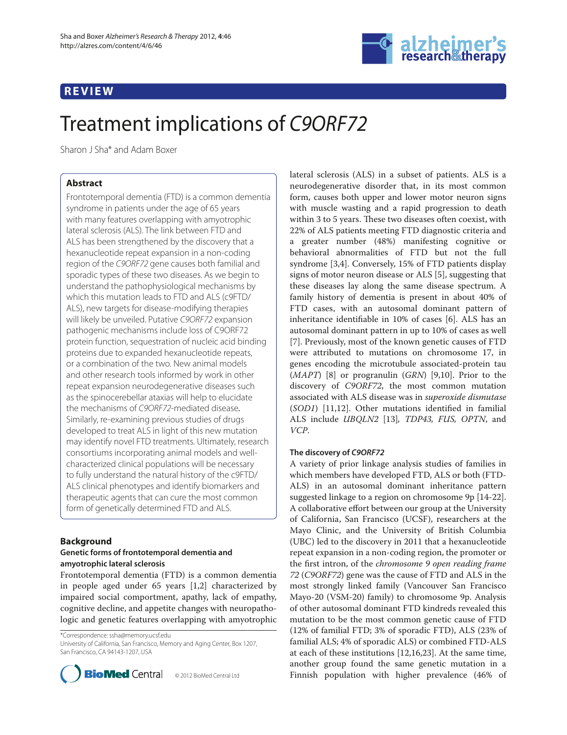REVIEW

# Treatment implications of *C9ORF72*

Sharon J Sha* and Adam Boxer

## Abstract

Frontotemporal dementia (FTD) is a common dementia syndrome in patients under the age of 65 years with many features overlapping with amyotrophic lateral sclerosis (ALS). The link between FTD and ALS has been strengthened by the discovery that a hexanucleotide repeat expansion in a non-coding region of the *C9ORF72* gene causes both familial and sporadic types of these two diseases. As we begin to understand the pathophysiological mechanisms by which this mutation leads to FTD and ALS (c9FTD/ALS), new targets for disease-modifying therapies will likely be unveiled. Putative *C9ORF72* expansion pathogenic mechanisms include loss of C9ORF72 protein function, sequestration of nucleic acid binding proteins due to expanded hexanucleotide repeats, or a combination of the two. New animal models and other research tools informed by work in other repeat expansion neurodegenerative diseases such as the spinocerebellar ataxias will help to elucidate the mechanisms of *C9ORF72*-mediated disease. Similarly, re-examining previous studies of drugs developed to treat ALS in light of this new mutation may identify novel FTD treatments. Ultimately, research consortiums incorporating animal models and well-characterized clinical populations will be necessary to fully understand the natural history of the c9FTD/ALS clinical phenotypes and identify biomarkers and therapeutic agents that can cure the most common form of genetically determined FTD and ALS.

## Background

### Genetic forms of frontotemporal dementia and amyotrophic lateral sclerosis

Frontotemporal dementia (FTD) is a common dementia in people aged under 65 years [1,2] characterized by impaired social comportment, apathy, lack of empathy, cognitive decline, and appetite changes with neuropathologic and genetic features overlapping with amyotrophic lateral sclerosis (ALS) in a subset of patients. ALS is a neurodegenerative disorder that, in its most common form, causes both upper and lower motor neuron signs with muscle wasting and a rapid progression to death within 3 to 5 years. These two diseases often coexist, with 22% of ALS patients meeting FTD diagnostic criteria and a greater number (48%) manifesting cognitive or behavioral abnormalities of FTD but not the full syndrome [3,4]. Conversely, 15% of FTD patients display signs of motor neuron disease or ALS [5], suggesting that these diseases lay along the same disease spectrum. A family history of dementia is present in about 40% of FTD cases, with an autosomal dominant pattern of inheritance identifiable in 10% of cases [6]. ALS has an autosomal dominant pattern in up to 10% of cases as well [7]. Previously, most of the known genetic causes of FTD were attributed to mutations on chromosome 17, in genes encoding the microtubule associated-protein tau (*MAPT*) [8] or progranulin (*GRN*) [9,10]. Prior to the discovery of *C9ORF72*, the most common mutation associated with ALS disease was in *superoxide dismutase* (*SOD1*) [11,12]. Other mutations identified in familial ALS include *UBQLN2* [13], *TDP43, FUS, OPTN*, and *VCP*.

### The discovery of *C9ORF72*

A variety of prior linkage analysis studies of families in which members have developed FTD, ALS or both (FTD-ALS) in an autosomal dominant inheritance pattern suggested linkage to a region on chromosome 9p [14-22]. A collaborative effort between our group at the University of California, San Francisco (UCSF), researchers at the Mayo Clinic, and the University of British Columbia (UBC) led to the discovery in 2011 that a hexanucleotide repeat expansion in a non-coding region, the promoter or the first intron, of the *chromosome 9 open reading frame 72* (*C9ORF72*) gene was the cause of FTD and ALS in the most strongly linked family (Vancouver San Francisco Mayo-20 (VSM-20) family) to chromosome 9p. Analysis of other autosomal dominant FTD kindreds revealed this mutation to be the most common genetic cause of FTD (12% of familial FTD; 3% of sporadic FTD), ALS (23% of familial ALS; 4% of sporadic ALS) or combined FTD-ALS at each of these institutions [12,16,23]. At the same time, another group found the same genetic mutation in a Finnish population with higher prevalence (46% of

*Correspondence: ssha@memory.ucsf.edu
University of California, San Francisco, Memory and Aging Center, Box 1207, San Francisco, CA 94143-1207, USA

© 2012 BioMed Central Ltd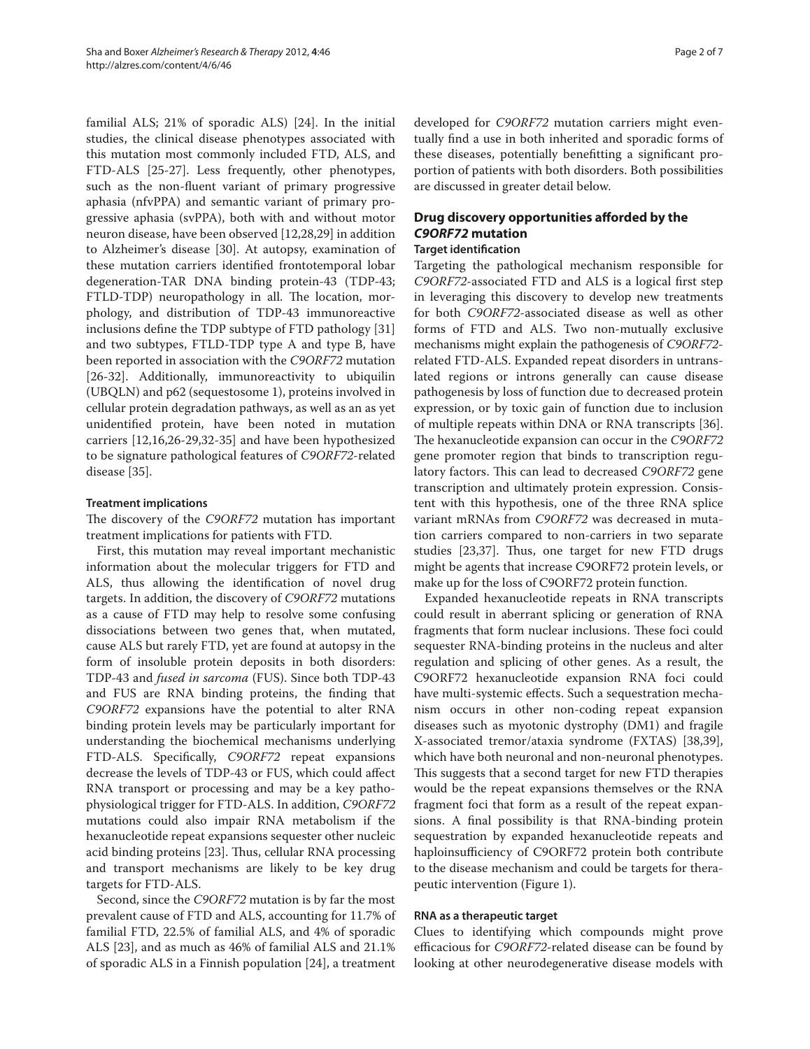familial ALS; 21% of sporadic ALS) [24]. In the initial studies, the clinical disease phenotypes associated with this mutation most commonly included FTD, ALS, and FTD-ALS [25-27]. Less frequently, other phenotypes, such as the non-fluent variant of primary progressive aphasia (nfvPPA) and semantic variant of primary progressive aphasia (svPPA), both with and without motor neuron disease, have been observed [12,28,29] in addition to Alzheimer's disease [30]. At autopsy, examination of these mutation carriers identified frontotemporal lobar degeneration-TAR DNA binding protein-43 (TDP-43; FTLD-TDP) neuropathology in all. The location, morphology, and distribution of TDP-43 immunoreactive inclusions define the TDP subtype of FTD pathology [31] and two subtypes, FTLD-TDP type A and type B, have been reported in association with the *C9ORF72* mutation [26-32]. Additionally, immunoreactivity to ubiquilin (UBQLN) and p62 (sequestosome 1), proteins involved in cellular protein degradation pathways, as well as an as yet unidentified protein, have been noted in mutation carriers [12,16,26-29,32-35] and have been hypothesized to be signature pathological features of *C9ORF72*-related disease [35].

### Treatment implications

The discovery of the *C9ORF72* mutation has important treatment implications for patients with FTD.

First, this mutation may reveal important mechanistic information about the molecular triggers for FTD and ALS, thus allowing the identification of novel drug targets. In addition, the discovery of *C9ORF72* mutations as a cause of FTD may help to resolve some confusing dissociations between two genes that, when mutated, cause ALS but rarely FTD, yet are found at autopsy in the form of insoluble protein deposits in both disorders: TDP-43 and *fused in sarcoma* (FUS). Since both TDP-43 and FUS are RNA binding proteins, the finding that *C9ORF72* expansions have the potential to alter RNA binding protein levels may be particularly important for understanding the biochemical mechanisms underlying FTD-ALS. Specifically, *C9ORF72* repeat expansions decrease the levels of TDP-43 or FUS, which could affect RNA transport or processing and may be a key pathophysiological trigger for FTD-ALS. In addition, *C9ORF72* mutations could also impair RNA metabolism if the hexanucleotide repeat expansions sequester other nucleic acid binding proteins [23]. Thus, cellular RNA processing and transport mechanisms are likely to be key drug targets for FTD-ALS.

Second, since the *C9ORF72* mutation is by far the most prevalent cause of FTD and ALS, accounting for 11.7% of familial FTD, 22.5% of familial ALS, and 4% of sporadic ALS [23], and as much as 46% of familial ALS and 21.1% of sporadic ALS in a Finnish population [24], a treatment developed for *C9ORF72* mutation carriers might eventually find a use in both inherited and sporadic forms of these diseases, potentially benefitting a significant proportion of patients with both disorders. Both possibilities are discussed in greater detail below.

## Drug discovery opportunities afforded by the *C9ORF72* mutation

### Target identification

Targeting the pathological mechanism responsible for *C9ORF72*-associated FTD and ALS is a logical first step in leveraging this discovery to develop new treatments for both *C9ORF72*-associated disease as well as other forms of FTD and ALS. Two non-mutually exclusive mechanisms might explain the pathogenesis of *C9ORF72*-related FTD-ALS. Expanded repeat disorders in untranslated regions or introns generally can cause disease pathogenesis by loss of function due to decreased protein expression, or by toxic gain of function due to inclusion of multiple repeats within DNA or RNA transcripts [36]. The hexanucleotide expansion can occur in the *C9ORF72* gene promoter region that binds to transcription regulatory factors. This can lead to decreased *C9ORF72* gene transcription and ultimately protein expression. Consistent with this hypothesis, one of the three RNA splice variant mRNAs from *C9ORF72* was decreased in mutation carriers compared to non-carriers in two separate studies [23,37]. Thus, one target for new FTD drugs might be agents that increase C9ORF72 protein levels, or make up for the loss of C9ORF72 protein function.

Expanded hexanucleotide repeats in RNA transcripts could result in aberrant splicing or generation of RNA fragments that form nuclear inclusions. These foci could sequester RNA-binding proteins in the nucleus and alter regulation and splicing of other genes. As a result, the C9ORF72 hexanucleotide expansion RNA foci could have multi-systemic effects. Such a sequestration mechanism occurs in other non-coding repeat expansion diseases such as myotonic dystrophy (DM1) and fragile X-associated tremor/ataxia syndrome (FXTAS) [38,39], which have both neuronal and non-neuronal phenotypes. This suggests that a second target for new FTD therapies would be the repeat expansions themselves or the RNA fragment foci that form as a result of the repeat expansions. A final possibility is that RNA-binding protein sequestration by expanded hexanucleotide repeats and haploinsufficiency of C9ORF72 protein both contribute to the disease mechanism and could be targets for therapeutic intervention (Figure 1).

### RNA as a therapeutic target

Clues to identifying which compounds might prove efficacious for *C9ORF72*-related disease can be found by looking at other neurodegenerative disease models with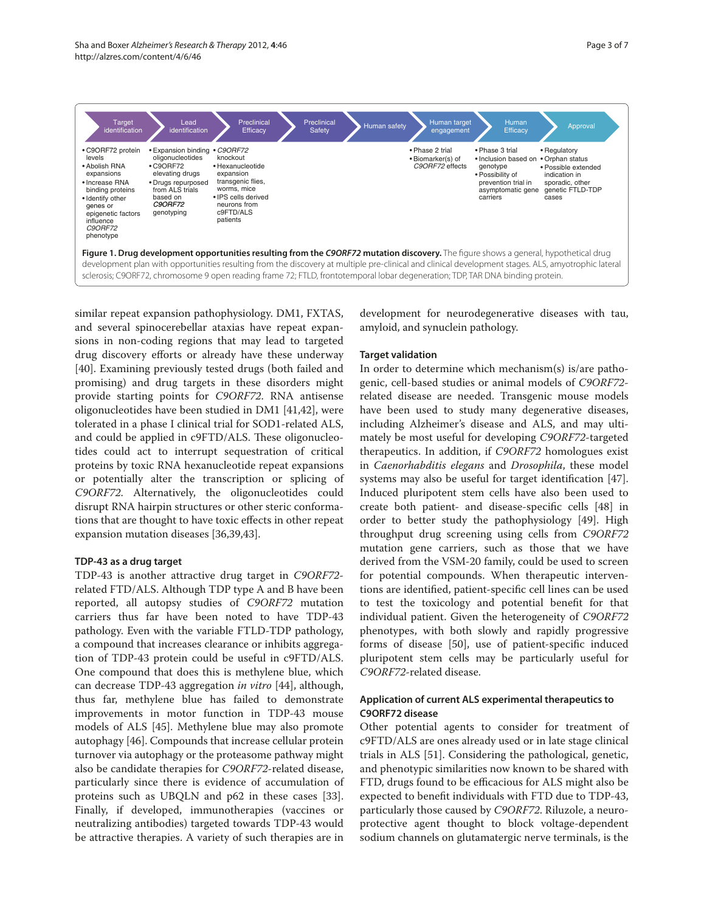| Target identification | Lead identification | Preclinical Efficacy | Preclinical Safety | Human safety | Human target engagement | Human Efficacy | Approval |
|---|---|---|---|---|---|---|---|
| • C9ORF72 protein levels<br>• Abolish RNA expansions<br>• Increase RNA binding proteins<br>• Identify other genes or epigenetic factors influence *C9ORF72* phenotype | • Expansion binding oligonucleotides<br>• C9ORF72 elevating drugs<br>• Drugs repurposed from ALS trials based on *C9ORF72* genotyping | • *C9ORF72* knockout<br>• Hexanucleotide expansion transgenic flies, worms, mice<br>• IPS cells derived neurons from c9FTD/ALS patients | | | • Phase 2 trial<br>• Biomarker(s) of *C9ORF72* effects | • Phase 3 trial<br>• Inclusion based on genotype<br>• Possibility of prevention trial in asymptomatic gene carriers | • Regulatory<br>• Orphan status<br>• Possible extended indication in sporadic, other genetic FTLD-TDP cases |

**Figure 1. Drug development opportunities resulting from the *C9ORF72* mutation discovery.** The figure shows a general, hypothetical drug development plan with opportunities resulting from the discovery at multiple pre-clinical and clinical development stages. ALS, amyotrophic lateral sclerosis; C9ORF72, chromosome 9 open reading frame 72; FTLD, frontotemporal lobar degeneration; TDP, TAR DNA binding protein.

similar repeat expansion pathophysiology. DM1, FXTAS, and several spinocerebellar ataxias have repeat expansions in non-coding regions that may lead to targeted drug discovery efforts or already have these underway [40]. Examining previously tested drugs (both failed and promising) and drug targets in these disorders might provide starting points for *C9ORF72*. RNA antisense oligonucleotides have been studied in DM1 [41,42], were tolerated in a phase I clinical trial for SOD1-related ALS, and could be applied in c9FTD/ALS. These oligonucleotides could act to interrupt sequestration of critical proteins by toxic RNA hexanucleotide repeat expansions or potentially alter the transcription or splicing of *C9ORF72*. Alternatively, the oligonucleotides could disrupt RNA hairpin structures or other steric conformations that are thought to have toxic effects in other repeat expansion mutation diseases [36,39,43].

#### TDP-43 as a drug target

TDP-43 is another attractive drug target in *C9ORF72*-related FTD/ALS. Although TDP type A and B have been reported, all autopsy studies of *C9ORF72* mutation carriers thus far have been noted to have TDP-43 pathology. Even with the variable FTLD-TDP pathology, a compound that increases clearance or inhibits aggregation of TDP-43 protein could be useful in c9FTD/ALS. One compound that does this is methylene blue, which can decrease TDP-43 aggregation *in vitro* [44], although, thus far, methylene blue has failed to demonstrate improvements in motor function in TDP-43 mouse models of ALS [45]. Methylene blue may also promote autophagy [46]. Compounds that increase cellular protein turnover via autophagy or the proteasome pathway might also be candidate therapies for *C9ORF72*-related disease, particularly since there is evidence of accumulation of proteins such as UBQLN and p62 in these cases [33]. Finally, if developed, immunotherapies (vaccines or neutralizing antibodies) targeted towards TDP-43 would be attractive therapies. A variety of such therapies are in development for neurodegenerative diseases with tau, amyloid, and synuclein pathology.

#### Target validation

In order to determine which mechanism(s) is/are pathogenic, cell-based studies or animal models of *C9ORF72*-related disease are needed. Transgenic mouse models have been used to study many degenerative diseases, including Alzheimer's disease and ALS, and may ultimately be most useful for developing *C9ORF72*-targeted therapeutics. In addition, if *C9ORF72* homologues exist in *Caenorhabditis elegans* and *Drosophila*, these model systems may also be useful for target identification [47]. Induced pluripotent stem cells have also been used to create both patient- and disease-specific cells [48] in order to better study the pathophysiology [49]. High throughput drug screening using cells from *C9ORF72* mutation gene carriers, such as those that we have derived from the VSM-20 family, could be used to screen for potential compounds. When therapeutic interventions are identified, patient-specific cell lines can be used to test the toxicology and potential benefit for that individual patient. Given the heterogeneity of *C9ORF72* phenotypes, with both slowly and rapidly progressive forms of disease [50], use of patient-specific induced pluripotent stem cells may be particularly useful for *C9ORF72*-related disease.

#### Application of current ALS experimental therapeutics to C9ORF72 disease

Other potential agents to consider for treatment of c9FTD/ALS are ones already used or in late stage clinical trials in ALS [51]. Considering the pathological, genetic, and phenotypic similarities now known to be shared with FTD, drugs found to be efficacious for ALS might also be expected to benefit individuals with FTD due to TDP-43, particularly those caused by *C9ORF72*. Riluzole, a neuroprotective agent thought to block voltage-dependent sodium channels on glutamatergic nerve terminals, is the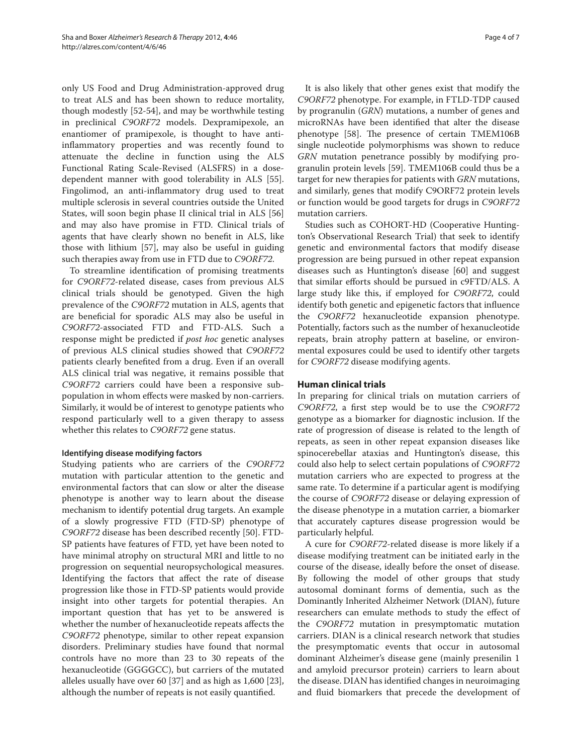only US Food and Drug Administration-approved drug to treat ALS and has been shown to reduce mortality, though modestly [52-54], and may be worthwhile testing in preclinical *C9ORF72* models. Dexpramipexole, an enantiomer of pramipexole, is thought to have anti-inflammatory properties and was recently found to attenuate the decline in function using the ALS Functional Rating Scale-Revised (ALSFRS) in a dose-dependent manner with good tolerability in ALS [55]. Fingolimod, an anti-inflammatory drug used to treat multiple sclerosis in several countries outside the United States, will soon begin phase II clinical trial in ALS [56] and may also have promise in FTD. Clinical trials of agents that have clearly shown no benefit in ALS, like those with lithium [57], may also be useful in guiding such therapies away from use in FTD due to *C9ORF72*.

To streamline identification of promising treatments for *C9ORF72*-related disease, cases from previous ALS clinical trials should be genotyped. Given the high prevalence of the *C9ORF72* mutation in ALS, agents that are beneficial for sporadic ALS may also be useful in *C9ORF72*-associated FTD and FTD-ALS. Such a response might be predicted if *post hoc* genetic analyses of previous ALS clinical studies showed that *C9ORF72* patients clearly benefited from a drug. Even if an overall ALS clinical trial was negative, it remains possible that *C9ORF72* carriers could have been a responsive subpopulation in whom effects were masked by non-carriers. Similarly, it would be of interest to genotype patients who respond particularly well to a given therapy to assess whether this relates to *C9ORF72* gene status.

#### Identifying disease modifying factors

Studying patients who are carriers of the *C9ORF72* mutation with particular attention to the genetic and environmental factors that can slow or alter the disease phenotype is another way to learn about the disease mechanism to identify potential drug targets. An example of a slowly progressive FTD (FTD-SP) phenotype of *C9ORF72* disease has been described recently [50]. FTD-SP patients have features of FTD, yet have been noted to have minimal atrophy on structural MRI and little to no progression on sequential neuropsychological measures. Identifying the factors that affect the rate of disease progression like those in FTD-SP patients would provide insight into other targets for potential therapies. An important question that has yet to be answered is whether the number of hexanucleotide repeats affects the *C9ORF72* phenotype, similar to other repeat expansion disorders. Preliminary studies have found that normal controls have no more than 23 to 30 repeats of the hexanucleotide (GGGGCC), but carriers of the mutated alleles usually have over 60 [37] and as high as 1,600 [23], although the number of repeats is not easily quantified.

It is also likely that other genes exist that modify the *C9ORF72* phenotype. For example, in FTLD-TDP caused by progranulin (*GRN*) mutations, a number of genes and microRNAs have been identified that alter the disease phenotype [58]. The presence of certain TMEM106B single nucleotide polymorphisms was shown to reduce *GRN* mutation penetrance possibly by modifying progranulin protein levels [59]. TMEM106B could thus be a target for new therapies for patients with *GRN* mutations, and similarly, genes that modify C9ORF72 protein levels or function would be good targets for drugs in *C9ORF72* mutation carriers.

Studies such as COHORT-HD (Cooperative Huntington's Observational Research Trial) that seek to identify genetic and environmental factors that modify disease progression are being pursued in other repeat expansion diseases such as Huntington's disease [60] and suggest that similar efforts should be pursued in c9FTD/ALS. A large study like this, if employed for *C9ORF72*, could identify both genetic and epigenetic factors that influence the *C9ORF72* hexanucleotide expansion phenotype. Potentially, factors such as the number of hexanucleotide repeats, brain atrophy pattern at baseline, or environmental exposures could be used to identify other targets for *C9ORF72* disease modifying agents.

### Human clinical trials

In preparing for clinical trials on mutation carriers of *C9ORF72*, a first step would be to use the *C9ORF72* genotype as a biomarker for diagnostic inclusion. If the rate of progression of disease is related to the length of repeats, as seen in other repeat expansion diseases like spinocerebellar ataxias and Huntington's disease, this could also help to select certain populations of *C9ORF72* mutation carriers who are expected to progress at the same rate. To determine if a particular agent is modifying the course of *C9ORF72* disease or delaying expression of the disease phenotype in a mutation carrier, a biomarker that accurately captures disease progression would be particularly helpful.

A cure for *C9ORF72*-related disease is more likely if a disease modifying treatment can be initiated early in the course of the disease, ideally before the onset of disease. By following the model of other groups that study autosomal dominant forms of dementia, such as the Dominantly Inherited Alzheimer Network (DIAN), future researchers can emulate methods to study the effect of the *C9ORF72* mutation in presymptomatic mutation carriers. DIAN is a clinical research network that studies the presymptomatic events that occur in autosomal dominant Alzheimer's disease gene (mainly presenilin 1 and amyloid precursor protein) carriers to learn about the disease. DIAN has identified changes in neuroimaging and fluid biomarkers that precede the development of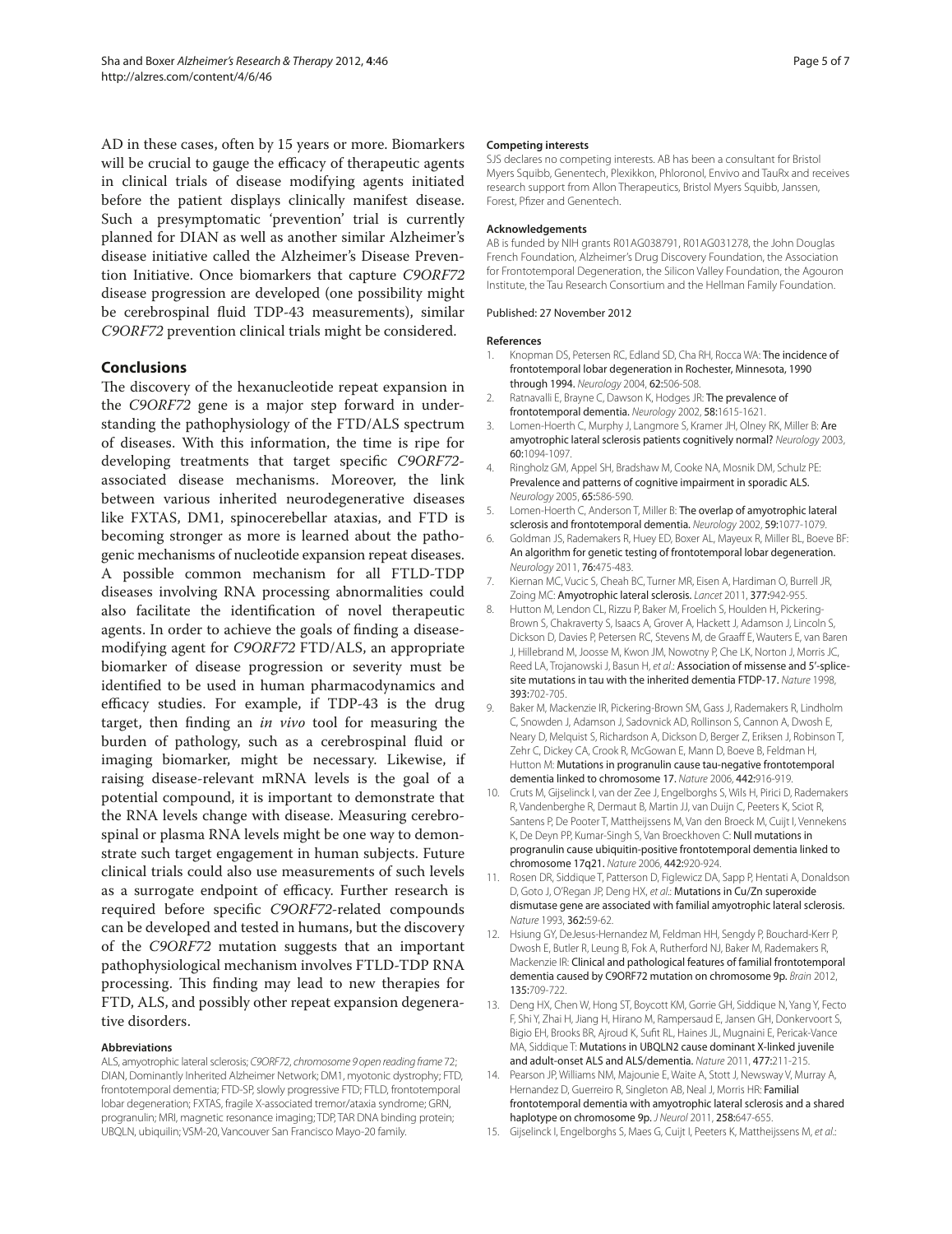AD in these cases, often by 15 years or more. Biomarkers will be crucial to gauge the efficacy of therapeutic agents in clinical trials of disease modifying agents initiated before the patient displays clinically manifest disease. Such a presymptomatic 'prevention' trial is currently planned for DIAN as well as another similar Alzheimer's disease initiative called the Alzheimer's Disease Prevention Initiative. Once biomarkers that capture *C9ORF72* disease progression are developed (one possibility might be cerebrospinal fluid TDP-43 measurements), similar *C9ORF72* prevention clinical trials might be considered.

## Conclusions

The discovery of the hexanucleotide repeat expansion in the *C9ORF72* gene is a major step forward in understanding the pathophysiology of the FTD/ALS spectrum of diseases. With this information, the time is ripe for developing treatments that target specific *C9ORF72*-associated disease mechanisms. Moreover, the link between various inherited neurodegenerative diseases like FXTAS, DM1, spinocerebellar ataxias, and FTD is becoming stronger as more is learned about the pathogenic mechanisms of nucleotide expansion repeat diseases. A possible common mechanism for all FTLD-TDP diseases involving RNA processing abnormalities could also facilitate the identification of novel therapeutic agents. In order to achieve the goals of finding a disease-modifying agent for *C9ORF72* FTD/ALS, an appropriate biomarker of disease progression or severity must be identified to be used in human pharmacodynamics and efficacy studies. For example, if TDP-43 is the drug target, then finding an *in vivo* tool for measuring the burden of pathology, such as a cerebrospinal fluid or imaging biomarker, might be necessary. Likewise, if raising disease-relevant mRNA levels is the goal of a potential compound, it is important to demonstrate that the RNA levels change with disease. Measuring cerebrospinal or plasma RNA levels might be one way to demonstrate such target engagement in human subjects. Future clinical trials could also use measurements of such levels as a surrogate endpoint of efficacy. Further research is required before specific *C9ORF72*-related compounds can be developed and tested in humans, but the discovery of the *C9ORF72* mutation suggests that an important pathophysiological mechanism involves FTLD-TDP RNA processing. This finding may lead to new therapies for FTD, ALS, and possibly other repeat expansion degenerative disorders.

#### Abbreviations

ALS, amyotrophic lateral sclerosis; *C9ORF72*, *chromosome 9 open reading frame 72*; DIAN, Dominantly Inherited Alzheimer Network; DM1, myotonic dystrophy; FTD, frontotemporal dementia; FTD-SP, slowly progressive FTD; FTLD, frontotemporal lobar degeneration; FXTAS, fragile X-associated tremor/ataxia syndrome; GRN, progranulin; MRI, magnetic resonance imaging; TDP, TAR DNA binding protein; UBQLN, ubiquilin; VSM-20, Vancouver San Francisco Mayo-20 family.

#### Competing interests

SJS declares no competing interests. AB has been a consultant for Bristol Myers Squibb, Genentech, Plexikkon, Phloronol, Envivo and TauRx and receives research support from Allon Therapeutics, Bristol Myers Squibb, Janssen, Forest, Pfizer and Genentech.

#### Acknowledgements

AB is funded by NIH grants R01AG038791, R01AG031278, the John Douglas French Foundation, Alzheimer's Drug Discovery Foundation, the Association for Frontotemporal Degeneration, the Silicon Valley Foundation, the Agouron Institute, the Tau Research Consortium and the Hellman Family Foundation.

Published: 27 November 2012

#### References

1. Knopman DS, Petersen RC, Edland SD, Cha RH, Rocca WA: **The incidence of frontotemporal lobar degeneration in Rochester, Minnesota, 1990 through 1994.** *Neurology* 2004, **62:**506-508.
2. Ratnavalli E, Brayne C, Dawson K, Hodges JR: **The prevalence of frontotemporal dementia.** *Neurology* 2002, **58:**1615-1621.
3. Lomen-Hoerth C, Murphy J, Langmore S, Kramer JH, Olney RK, Miller B: **Are amyotrophic lateral sclerosis patients cognitively normal?** *Neurology* 2003, **60:**1094-1097.
4. Ringholz GM, Appel SH, Bradshaw M, Cooke NA, Mosnik DM, Schulz PE: **Prevalence and patterns of cognitive impairment in sporadic ALS.** *Neurology* 2005, **65:**586-590.
5. Lomen-Hoerth C, Anderson T, Miller B: **The overlap of amyotrophic lateral sclerosis and frontotemporal dementia.** *Neurology* 2002, **59:**1077-1079.
6. Goldman JS, Rademakers R, Huey ED, Boxer AL, Mayeux R, Miller BL, Boeve BF: **An algorithm for genetic testing of frontotemporal lobar degeneration.** *Neurology* 2011, **76:**475-483.
7. Kiernan MC, Vucic S, Cheah BC, Turner MR, Eisen A, Hardiman O, Burrell JR, Zoing MC: **Amyotrophic lateral sclerosis.** *Lancet* 2011, **377:**942-955.
8. Hutton M, Lendon CL, Rizzu P, Baker M, Froelich S, Houlden H, Pickering-Brown S, Chakraverty S, Isaacs A, Grover A, Hackett J, Adamson J, Lincoln S, Dickson D, Davies P, Petersen RC, Stevens M, de Graaff E, Wauters E, van Baren J, Hillebrand M, Joosse M, Kwon JM, Nowotny P, Che LK, Norton J, Morris JC, Reed LA, Trojanowski J, Basun H, *et al.*: **Association of missense and 5′-splice-site mutations in tau with the inherited dementia FTDP-17.** *Nature* 1998, **393:**702-705.
9. Baker M, Mackenzie IR, Pickering-Brown SM, Gass J, Rademakers R, Lindholm C, Snowden J, Adamson J, Sadovnick AD, Rollinson S, Cannon A, Dwosh E, Neary D, Melquist S, Richardson A, Dickson D, Berger Z, Eriksen J, Robinson T, Zehr C, Dickey CA, Crook R, McGowan E, Mann D, Boeve B, Feldman H, Hutton M: **Mutations in progranulin cause tau-negative frontotemporal dementia linked to chromosome 17.** *Nature* 2006, **442:**916-919.
10. Cruts M, Gijselinck I, van der Zee J, Engelborghs S, Wils H, Pirici D, Rademakers R, Vandenberghe R, Dermaut B, Martin JJ, van Duijn C, Peeters K, Sciot R, Santens P, De Pooter T, Mattheijssens M, Van den Broeck M, Cuijt I, Vennekens K, De Deyn PP, Kumar-Singh S, Van Broeckhoven C: **Null mutations in progranulin cause ubiquitin-positive frontotemporal dementia linked to chromosome 17q21.** *Nature* 2006, **442:**920-924.
11. Rosen DR, Siddique T, Patterson D, Figlewicz DA, Sapp P, Hentati A, Donaldson D, Goto J, O'Regan JP, Deng HX, *et al.*: **Mutations in Cu/Zn superoxide dismutase gene are associated with familial amyotrophic lateral sclerosis.** *Nature* 1993, **362:**59-62.
12. Hsiung GY, DeJesus-Hernandez M, Feldman HH, Sengdy P, Bouchard-Kerr P, Dwosh E, Butler R, Leung B, Fok A, Rutherford NJ, Baker M, Rademakers R, Mackenzie IR: **Clinical and pathological features of familial frontotemporal dementia caused by C9ORF72 mutation on chromosome 9p.** *Brain* 2012, **135:**709-722.
13. Deng HX, Chen W, Hong ST, Boycott KM, Gorrie GH, Siddique N, Yang Y, Fecto F, Shi Y, Zhai H, Jiang H, Hirano M, Rampersaud E, Jansen GH, Donkervoort S, Bigio EH, Brooks BR, Ajroud K, Sufit RL, Haines JL, Mugnaini E, Pericak-Vance MA, Siddique T: **Mutations in UBQLN2 cause dominant X-linked juvenile and adult-onset ALS and ALS/dementia.** *Nature* 2011, **477:**211-215.
14. Pearson JP, Williams NM, Majounie E, Waite A, Stott J, Newsway V, Murray A, Hernandez D, Guerreiro R, Singleton AB, Neal J, Morris HR: **Familial frontotemporal dementia with amyotrophic lateral sclerosis and a shared haplotype on chromosome 9p.** *J Neurol* 2011, **258:**647-655.
15. Gijselinck I, Engelborghs S, Maes G, Cuijt I, Peeters K, Mattheijssens M, *et al.*: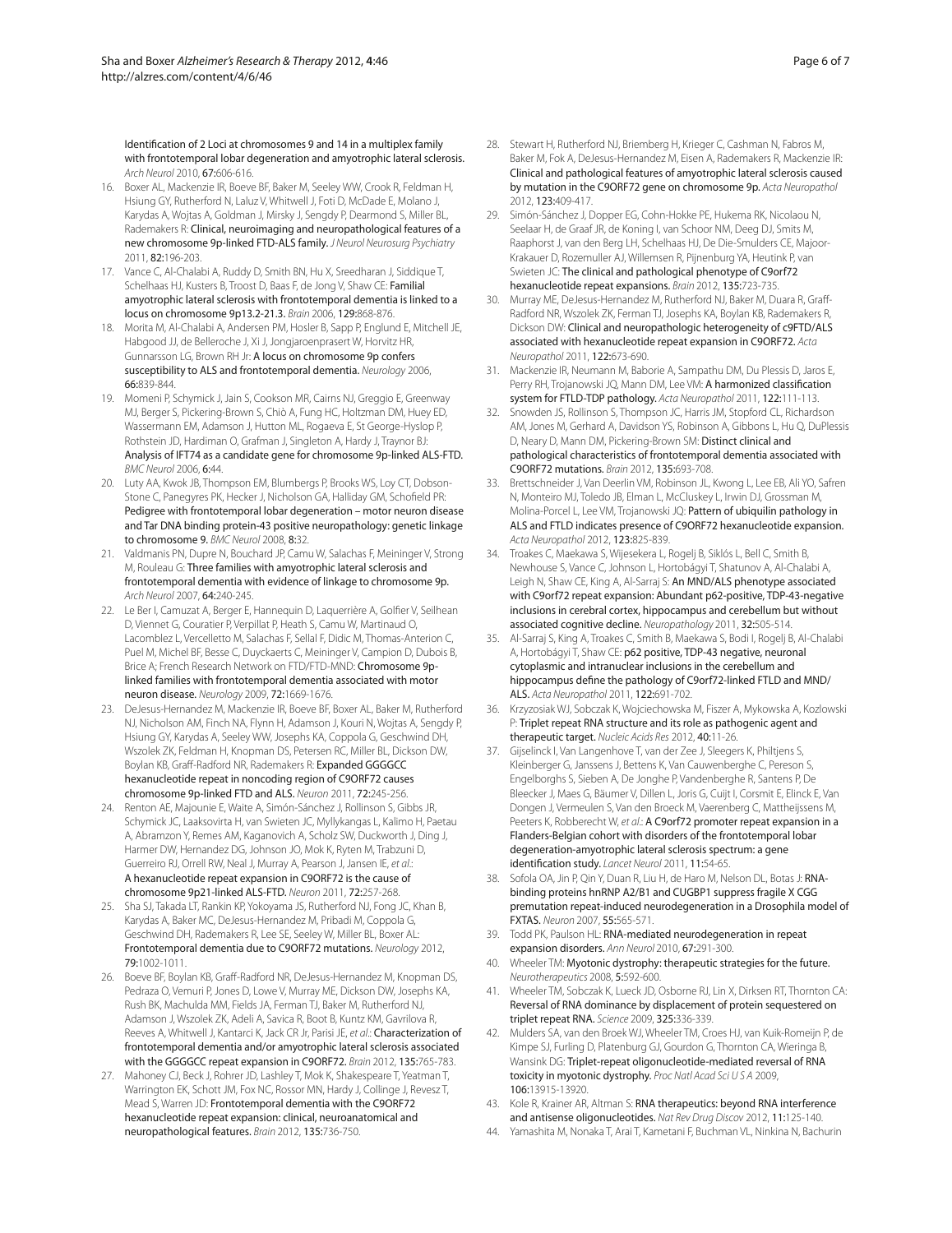Identification of 2 Loci at chromosomes 9 and 14 in a multiplex family with frontotemporal lobar degeneration and amyotrophic lateral sclerosis. *Arch Neurol* 2010, **67:**606-616.

16. Boxer AL, Mackenzie IR, Boeve BF, Baker M, Seeley WW, Crook R, Feldman H, Hsiung GY, Rutherford N, Laluz V, Whitwell J, Foti D, McDade E, Molano J, Karydas A, Wojtas A, Goldman J, Mirsky J, Sengdy P, Dearmond S, Miller BL, Rademakers R: Clinical, neuroimaging and neuropathological features of a new chromosome 9p-linked FTD-ALS family. *J Neurol Neurosurg Psychiatry* 2011, **82:**196-203.
17. Vance C, Al-Chalabi A, Ruddy D, Smith BN, Hu X, Sreedharan J, Siddique T, Schelhaas HJ, Kusters B, Troost D, Baas F, de Jong V, Shaw CE: Familial amyotrophic lateral sclerosis with frontotemporal dementia is linked to a locus on chromosome 9p13.2-21.3. *Brain* 2006, **129:**868-876.
18. Morita M, Al-Chalabi A, Andersen PM, Hosler B, Sapp P, Englund E, Mitchell JE, Habgood JJ, de Belleroche J, Xi J, Jongjaroenprasert W, Horvitz HR, Gunnarsson LG, Brown RH Jr: A locus on chromosome 9p confers susceptibility to ALS and frontotemporal dementia. *Neurology* 2006, **66:**839-844.
19. Momeni P, Schymick J, Jain S, Cookson MR, Cairns NJ, Greggio E, Greenway MJ, Berger S, Pickering-Brown S, Chiò A, Fung HC, Holtzman DM, Huey ED, Wassermann EM, Adamson J, Hutton ML, Rogaeva E, St George-Hyslop P, Rothstein JD, Hardiman O, Grafman J, Singleton A, Hardy J, Traynor BJ: Analysis of IFT74 as a candidate gene for chromosome 9p-linked ALS-FTD. *BMC Neurol* 2006, **6:**44.
20. Luty AA, Kwok JB, Thompson EM, Blumbergs P, Brooks WS, Loy CT, Dobson-Stone C, Panegyres PK, Hecker J, Nicholson GA, Halliday GM, Schofield PR: Pedigree with frontotemporal lobar degeneration – motor neuron disease and Tar DNA binding protein-43 positive neuropathology: genetic linkage to chromosome 9. *BMC Neurol* 2008, **8:**32.
21. Valdmanis PN, Dupre N, Bouchard JP, Camu W, Salachas F, Meininger V, Strong M, Rouleau G: Three families with amyotrophic lateral sclerosis and frontotemporal dementia with evidence of linkage to chromosome 9p. *Arch Neurol* 2007, **64:**240-245.
22. Le Ber I, Camuzat A, Berger E, Hannequin D, Laquerrière A, Golfier V, Seilhean D, Viennet G, Couratier P, Verpillat P, Heath S, Camu W, Martinaud O, Lacomblez L, Vercelletto M, Salachas F, Sellal F, Didic M, Thomas-Anterion C, Puel M, Michel BF, Besse C, Duyckaerts C, Meininger V, Campion D, Dubois B, Brice A; French Research Network on FTD/FTD-MND: Chromosome 9p-linked families with frontotemporal dementia associated with motor neuron disease. *Neurology* 2009, **72:**1669-1676.
23. DeJesus-Hernandez M, Mackenzie IR, Boeve BF, Boxer AL, Baker M, Rutherford NJ, Nicholson AM, Finch NA, Flynn H, Adamson J, Kouri N, Wojtas A, Sengdy P, Hsiung GY, Karydas A, Seeley WW, Josephs KA, Coppola G, Geschwind DH, Wszolek ZK, Feldman H, Knopman DS, Petersen RC, Miller BL, Dickson DW, Boylan KB, Graff-Radford NR, Rademakers R: Expanded GGGGCC hexanucleotide repeat in noncoding region of C9ORF72 causes chromosome 9p-linked FTD and ALS. *Neuron* 2011, **72:**245-256.
24. Renton AE, Majounie E, Waite A, Simón-Sánchez J, Rollinson S, Gibbs JR, Schymick JC, Laaksovirta H, van Swieten JC, Myllykangas L, Kalimo H, Paetau A, Abramzon Y, Remes AM, Kaganovich A, Scholz SW, Duckworth J, Ding J, Harmer DW, Hernandez DG, Johnson JO, Mok K, Ryten M, Trabzuni D, Guerreiro RJ, Orrell RW, Neal J, Murray A, Pearson J, Jansen IE, *et al.*: A hexanucleotide repeat expansion in C9ORF72 is the cause of chromosome 9p21-linked ALS-FTD. *Neuron* 2011, **72:**257-268.
25. Sha SJ, Takada LT, Rankin KP, Yokoyama JS, Rutherford NJ, Fong JC, Khan B, Karydas A, Baker MC, DeJesus-Hernandez M, Pribadi M, Coppola G, Geschwind DH, Rademakers R, Lee SE, Seeley W, Miller BL, Boxer AL: Frontotemporal dementia due to C9ORF72 mutations. *Neurology* 2012, **79:**1002-1011.
26. Boeve BF, Boylan KB, Graff-Radford NR, DeJesus-Hernandez M, Knopman DS, Pedraza O, Vemuri P, Jones D, Lowe V, Murray ME, Dickson DW, Josephs KA, Rush BK, Machulda MM, Fields JA, Ferman TJ, Baker M, Rutherford NJ, Adamson J, Wszolek ZK, Adeli A, Savica R, Boot B, Kuntz KM, Gavrilova R, Reeves A, Whitwell J, Kantarci K, Jack CR Jr, Parisi JE, *et al.*: Characterization of frontotemporal dementia and/or amyotrophic lateral sclerosis associated with the GGGGCC repeat expansion in C9ORF72. *Brain* 2012, **135:**765-783.
27. Mahoney CJ, Beck J, Rohrer JD, Lashley T, Mok K, Shakespeare T, Yeatman T, Warrington EK, Schott JM, Fox NC, Rossor MN, Hardy J, Collinge J, Revesz T, Mead S, Warren JD: Frontotemporal dementia with the C9ORF72 hexanucleotide repeat expansion: clinical, neuroanatomical and neuropathological features. *Brain* 2012, **135:**736-750.
28. Stewart H, Rutherford NJ, Briemberg H, Krieger C, Cashman N, Fabros M, Baker M, Fok A, DeJesus-Hernandez M, Eisen A, Rademakers R, Mackenzie IR: Clinical and pathological features of amyotrophic lateral sclerosis caused by mutation in the C9ORF72 gene on chromosome 9p. *Acta Neuropathol* 2012, **123:**409-417.
29. Simón-Sánchez J, Dopper EG, Cohn-Hokke PE, Hukema RK, Nicolaou N, Seelaar H, de Graaf JR, de Koning I, van Schoor NM, Deeg DJ, Smits M, Raaphorst J, van den Berg LH, Schelhaas HJ, De Die-Smulders CE, Majoor-Krakauer D, Rozemuller AJ, Willemsen R, Pijnenburg YA, Heutink P, van Swieten JC: The clinical and pathological phenotype of C9orf72 hexanucleotide repeat expansions. *Brain* 2012, **135:**723-735.
30. Murray ME, DeJesus-Hernandez M, Rutherford NJ, Baker M, Duara R, Graff-Radford NR, Wszolek ZK, Ferman TJ, Josephs KA, Boylan KB, Rademakers R, Dickson DW: Clinical and neuropathologic heterogeneity of c9FTD/ALS associated with hexanucleotide repeat expansion in C9ORF72. *Acta Neuropathol* 2011, **122:**673-690.
31. Mackenzie IR, Neumann M, Baborie A, Sampathu DM, Du Plessis D, Jaros E, Perry RH, Trojanowski JQ, Mann DM, Lee VM: A harmonized classification system for FTLD-TDP pathology. *Acta Neuropathol* 2011, **122:**111-113.
32. Snowden JS, Rollinson S, Thompson JC, Harris JM, Stopford CL, Richardson AM, Jones M, Gerhard A, Davidson YS, Robinson A, Gibbons L, Hu Q, DuPlessis D, Neary D, Mann DM, Pickering-Brown SM: Distinct clinical and pathological characteristics of frontotemporal dementia associated with C9ORF72 mutations. *Brain* 2012, **135:**693-708.
33. Brettschneider J, Van Deerlin VM, Robinson JL, Kwong L, Lee EB, Ali YO, Safren N, Monteiro MJ, Toledo JB, Elman L, McCluskey L, Irwin DJ, Grossman M, Molina-Porcel L, Lee VM, Trojanowski JQ: Pattern of ubiquilin pathology in ALS and FTLD indicates presence of C9ORF72 hexanucleotide expansion. *Acta Neuropathol* 2012, **123:**825-839.
34. Troakes C, Maekawa S, Wijesekera L, Rogelj B, Siklós L, Bell C, Smith B, Newhouse S, Vance C, Johnson L, Hortobágyi T, Shatunov A, Al-Chalabi A, Leigh N, Shaw CE, King A, Al-Sarraj S: An MND/ALS phenotype associated with C9orf72 repeat expansion: Abundant p62-positive, TDP-43-negative inclusions in cerebral cortex, hippocampus and cerebellum but without associated cognitive decline. *Neuropathology* 2011, **32:**505-514.
35. Al-Sarraj S, King A, Troakes C, Smith B, Maekawa S, Bodi I, Rogelj B, Al-Chalabi A, Hortobágyi T, Shaw CE: p62 positive, TDP-43 negative, neuronal cytoplasmic and intranuclear inclusions in the cerebellum and hippocampus define the pathology of C9orf72-linked FTLD and MND/ALS. *Acta Neuropathol* 2011, **122:**691-702.
36. Krzyzosiak WJ, Sobczak K, Wojciechowska M, Fiszer A, Mykowska A, Kozlowski P: Triplet repeat RNA structure and its role as pathogenic agent and therapeutic target. *Nucleic Acids Res* 2012, **40:**11-26.
37. Gijselinck I, Van Langenhove T, van der Zee J, Sleegers K, Philtjens S, Kleinberger G, Janssens J, Bettens K, Van Cauwenberghe C, Pereson S, Engelborghs S, Sieben A, De Jonghe P, Vandenberghe R, Santens P, De Bleecker J, Maes G, Bäumer V, Dillen L, Joris G, Cuijt I, Corsmit E, Elinck E, Van Dongen J, Vermeulen S, Van den Broeck M, Vaerenberg C, Mattheijssens M, Peeters K, Robberecht W, *et al.*: A C9orf72 promoter repeat expansion in a Flanders-Belgian cohort with disorders of the frontotemporal lobar degeneration-amyotrophic lateral sclerosis spectrum: a gene identification study. *Lancet Neurol* 2011, **11:**54-65.
38. Sofola OA, Jin P, Qin Y, Duan R, Liu H, de Haro M, Nelson DL, Botas J: RNA-binding proteins hnRNP A2/B1 and CUGBP1 suppress fragile X CGG premutation repeat-induced neurodegeneration in a Drosophila model of FXTAS. *Neuron* 2007, **55:**565-571.
39. Todd PK, Paulson HL: RNA-mediated neurodegeneration in repeat expansion disorders. *Ann Neurol* 2010, **67:**291-300.
40. Wheeler TM: Myotonic dystrophy: therapeutic strategies for the future. *Neurotherapeutics* 2008, **5:**592-600.
41. Wheeler TM, Sobczak K, Lueck JD, Osborne RJ, Lin X, Dirksen RT, Thornton CA: Reversal of RNA dominance by displacement of protein sequestered on triplet repeat RNA. *Science* 2009, **325:**336-339.
42. Mulders SA, van den Broek WJ, Wheeler TM, Croes HJ, van Kuik-Romeijn P, de Kimpe SJ, Furling D, Platenburg GJ, Gourdon G, Thornton CA, Wieringa B, Wansink DG: Triplet-repeat oligonucleotide-mediated reversal of RNA toxicity in myotonic dystrophy. *Proc Natl Acad Sci U S A* 2009, **106:**13915-13920.
43. Kole R, Krainer AR, Altman S: RNA therapeutics: beyond RNA interference and antisense oligonucleotides. *Nat Rev Drug Discov* 2012, **11:**125-140.
44. Yamashita M, Nonaka T, Arai T, Kametani F, Buchman VL, Ninkina N, Bachurin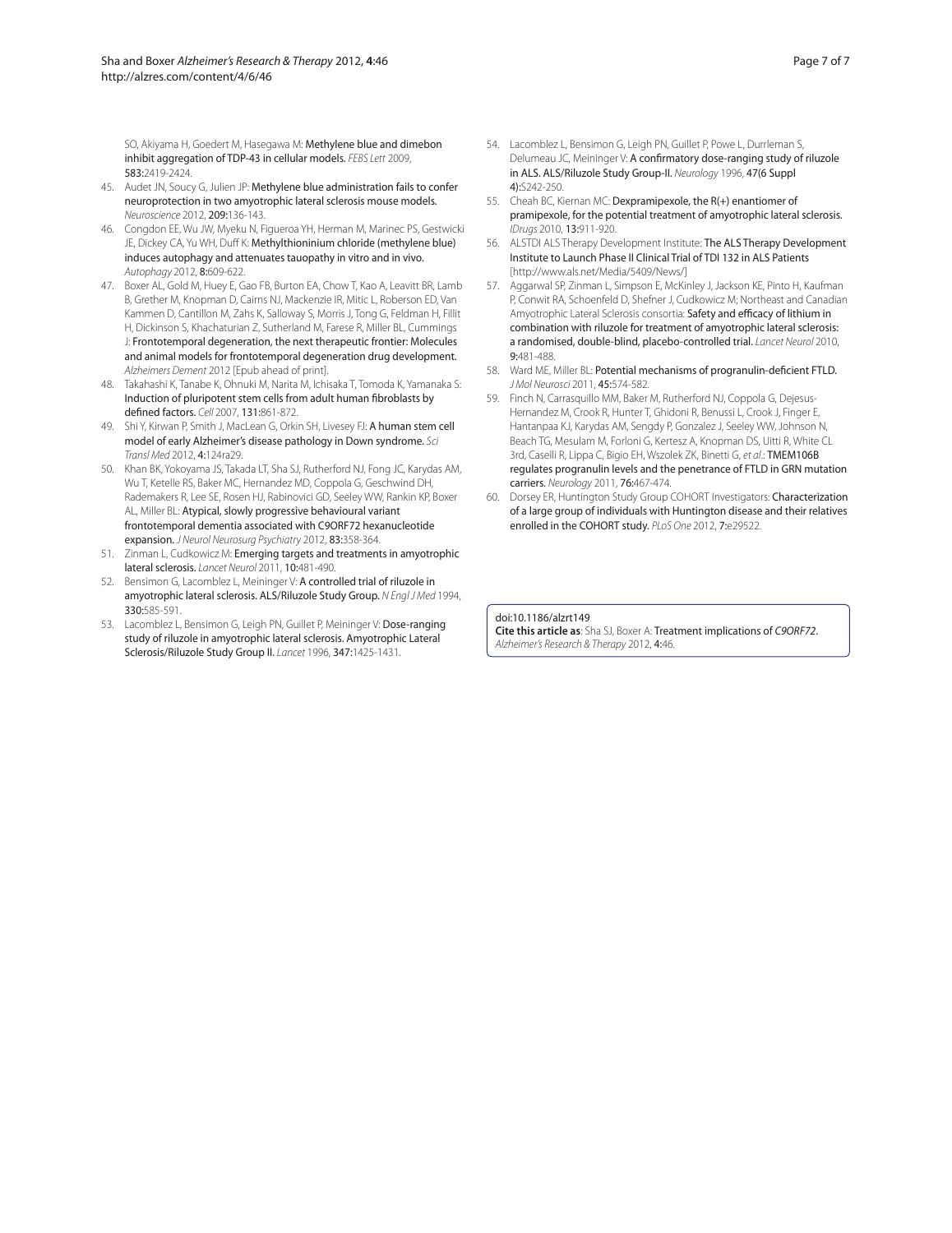SO, Akiyama H, Goedert M, Hasegawa M: **Methylene blue and dimebon inhibit aggregation of TDP-43 in cellular models.** *FEBS Lett* 2009, **583:**2419-2424.

45. Audet JN, Soucy G, Julien JP: **Methylene blue administration fails to confer neuroprotection in two amyotrophic lateral sclerosis mouse models.** *Neuroscience* 2012, **209:**136-143.
46. Congdon EE, Wu JW, Myeku N, Figueroa YH, Herman M, Marinec PS, Gestwicki JE, Dickey CA, Yu WH, Duff K: **Methylthioninium chloride (methylene blue) induces autophagy and attenuates tauopathy in vitro and in vivo.** *Autophagy* 2012, **8:**609-622.
47. Boxer AL, Gold M, Huey E, Gao FB, Burton EA, Chow T, Kao A, Leavitt BR, Lamb B, Grether M, Knopman D, Cairns NJ, Mackenzie IR, Mitic L, Roberson ED, Van Kammen D, Cantillon M, Zahs K, Salloway S, Morris J, Tong G, Feldman H, Fillit H, Dickinson S, Khachaturian Z, Sutherland M, Farese R, Miller BL, Cummings J: **Frontotemporal degeneration, the next therapeutic frontier: Molecules and animal models for frontotemporal degeneration drug development.** *Alzheimers Dement* 2012 [Epub ahead of print].
48. Takahashi K, Tanabe K, Ohnuki M, Narita M, Ichisaka T, Tomoda K, Yamanaka S: **Induction of pluripotent stem cells from adult human fibroblasts by defined factors.** *Cell* 2007, **131:**861-872.
49. Shi Y, Kirwan P, Smith J, MacLean G, Orkin SH, Livesey FJ: **A human stem cell model of early Alzheimer's disease pathology in Down syndrome.** *Sci Transl Med* 2012, **4:**124ra29.
50. Khan BK, Yokoyama JS, Takada LT, Sha SJ, Rutherford NJ, Fong JC, Karydas AM, Wu T, Ketelle RS, Baker MC, Hernandez MD, Coppola G, Geschwind DH, Rademakers R, Lee SE, Rosen HJ, Rabinovici GD, Seeley WW, Rankin KP, Boxer AL, Miller BL: **Atypical, slowly progressive behavioural variant frontotemporal dementia associated with C9ORF72 hexanucleotide expansion.** *J Neurol Neurosurg Psychiatry* 2012, **83:**358-364.
51. Zinman L, Cudkowicz M: **Emerging targets and treatments in amyotrophic lateral sclerosis.** *Lancet Neurol* 2011, **10:**481-490.
52. Bensimon G, Lacomblez L, Meininger V: **A controlled trial of riluzole in amyotrophic lateral sclerosis. ALS/Riluzole Study Group.** *N Engl J Med* 1994, **330:**585-591.
53. Lacomblez L, Bensimon G, Leigh PN, Guillet P, Meininger V: **Dose-ranging study of riluzole in amyotrophic lateral sclerosis. Amyotrophic Lateral Sclerosis/Riluzole Study Group II.** *Lancet* 1996, **347:**1425-1431.
54. Lacomblez L, Bensimon G, Leigh PN, Guillet P, Powe L, Durrleman S, Delumeau JC, Meininger V: **A confirmatory dose-ranging study of riluzole in ALS. ALS/Riluzole Study Group-II.** *Neurology* 1996, **47(6 Suppl 4):**S242-250.
55. Cheah BC, Kiernan MC: **Dexpramipexole, the R(+) enantiomer of pramipexole, for the potential treatment of amyotrophic lateral sclerosis.** *IDrugs* 2010, **13:**911-920.
56. ALSTDI ALS Therapy Development Institute: **The ALS Therapy Development Institute to Launch Phase II Clinical Trial of TDI 132 in ALS Patients** [http://www.als.net/Media/5409/News/]
57. Aggarwal SP, Zinman L, Simpson E, McKinley J, Jackson KE, Pinto H, Kaufman P, Conwit RA, Schoenfeld D, Shefner J, Cudkowicz M; Northeast and Canadian Amyotrophic Lateral Sclerosis consortia: **Safety and efficacy of lithium in combination with riluzole for treatment of amyotrophic lateral sclerosis: a randomised, double-blind, placebo-controlled trial.** *Lancet Neurol* 2010, **9:**481-488.
58. Ward ME, Miller BL: **Potential mechanisms of progranulin-deficient FTLD.** *J Mol Neurosci* 2011, **45:**574-582.
59. Finch N, Carrasquillo MM, Baker M, Rutherford NJ, Coppola G, Dejesus-Hernandez M, Crook R, Hunter T, Ghidoni R, Benussi L, Crook J, Finger E, Hantanpaa KJ, Karydas AM, Sengdy P, Gonzalez J, Seeley WW, Johnson N, Beach TG, Mesulam M, Forloni G, Kertesz A, Knopman DS, Uitti R, White CL 3rd, Caselli R, Lippa C, Bigio EH, Wszolek ZK, Binetti G, *et al.*: **TMEM106B regulates progranulin levels and the penetrance of FTLD in GRN mutation carriers.** *Neurology* 2011, **76:**467-474.
60. Dorsey ER, Huntington Study Group COHORT Investigators: **Characterization of a large group of individuals with Huntington disease and their relatives enrolled in the COHORT study.** *PLoS One* 2012, **7:**e29522.

doi:10.1186/alzrt149
**Cite this article as**: Sha SJ, Boxer A: Treatment implications of *C9ORF72*. *Alzheimer's Research & Therapy* 2012, **4:**46.